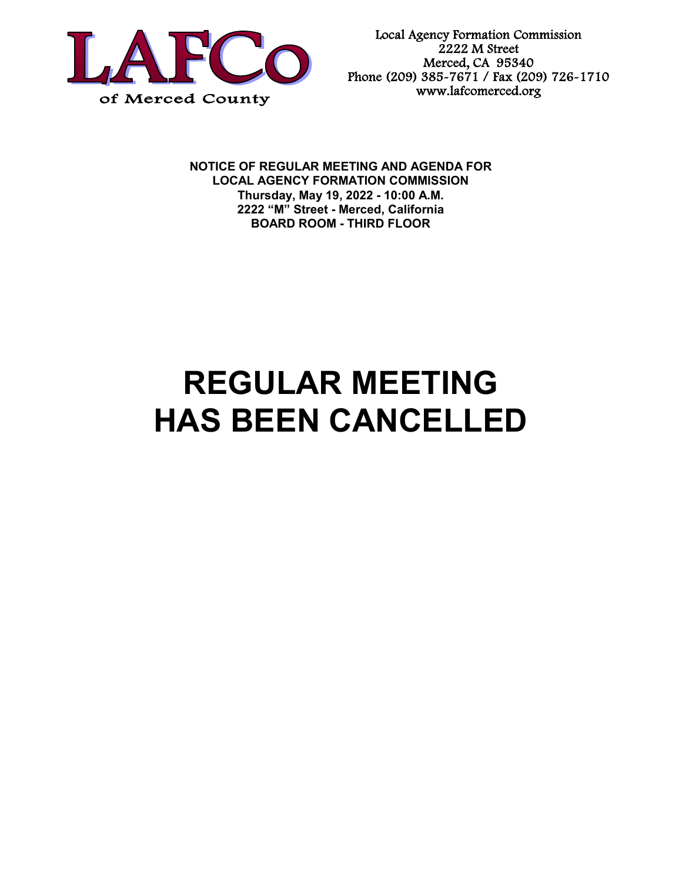**LAFCo**
of Merced County

Local Agency Formation Commission
2222 M Street
Merced, CA 95340
Phone (209) 385-7671 / Fax (209) 726-1710
www.lafcomerced.org

**NOTICE OF REGULAR MEETING AND AGENDA FOR**
**LOCAL AGENCY FORMATION COMMISSION**
**Thursday, May 19, 2022 - 10:00 A.M.**
**2222 "M" Street - Merced, California**
**BOARD ROOM - THIRD FLOOR**

# REGULAR MEETING HAS BEEN CANCELLED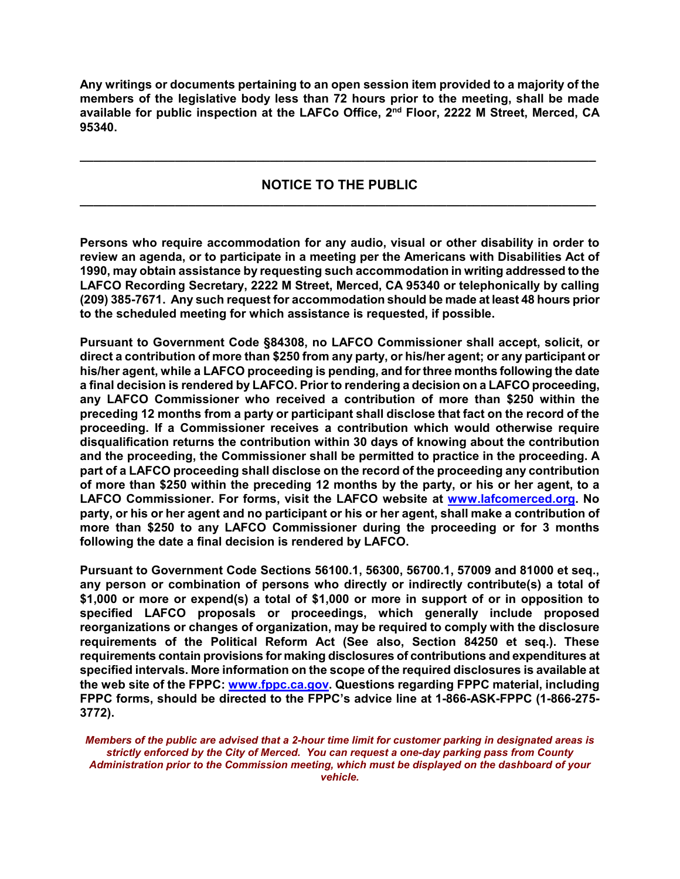**Any writings or documents pertaining to an open session item provided to a majority of the members of the legislative body less than 72 hours prior to the meeting, shall be made available for public inspection at the LAFCo Office, 2nd Floor, 2222 M Street, Merced, CA 95340.**

---

## NOTICE TO THE PUBLIC

---

**Persons who require accommodation for any audio, visual or other disability in order to review an agenda, or to participate in a meeting per the Americans with Disabilities Act of 1990, may obtain assistance by requesting such accommodation in writing addressed to the LAFCO Recording Secretary, 2222 M Street, Merced, CA 95340 or telephonically by calling (209) 385-7671. Any such request for accommodation should be made at least 48 hours prior to the scheduled meeting for which assistance is requested, if possible.**

**Pursuant to Government Code §84308, no LAFCO Commissioner shall accept, solicit, or direct a contribution of more than $250 from any party, or his/her agent; or any participant or his/her agent, while a LAFCO proceeding is pending, and for three months following the date a final decision is rendered by LAFCO. Prior to rendering a decision on a LAFCO proceeding, any LAFCO Commissioner who received a contribution of more than $250 within the preceding 12 months from a party or participant shall disclose that fact on the record of the proceeding. If a Commissioner receives a contribution which would otherwise require disqualification returns the contribution within 30 days of knowing about the contribution and the proceeding, the Commissioner shall be permitted to practice in the proceeding. A part of a LAFCO proceeding shall disclose on the record of the proceeding any contribution of more than $250 within the preceding 12 months by the party, or his or her agent, to a LAFCO Commissioner. For forms, visit the LAFCO website at [www.lafcomerced.org](http://www.lafcomerced.org). No party, or his or her agent and no participant or his or her agent, shall make a contribution of more than $250 to any LAFCO Commissioner during the proceeding or for 3 months following the date a final decision is rendered by LAFCO.**

**Pursuant to Government Code Sections 56100.1, 56300, 56700.1, 57009 and 81000 et seq., any person or combination of persons who directly or indirectly contribute(s) a total of $1,000 or more or expend(s) a total of $1,000 or more in support of or in opposition to specified LAFCO proposals or proceedings, which generally include proposed reorganizations or changes of organization, may be required to comply with the disclosure requirements of the Political Reform Act (See also, Section 84250 et seq.). These requirements contain provisions for making disclosures of contributions and expenditures at specified intervals. More information on the scope of the required disclosures is available at the web site of the FPPC: [www.fppc.ca.gov](http://www.fppc.ca.gov). Questions regarding FPPC material, including FPPC forms, should be directed to the FPPC's advice line at 1-866-ASK-FPPC (1-866-275-3772).**

***Members of the public are advised that a 2-hour time limit for customer parking in designated areas is strictly enforced by the City of Merced. You can request a one-day parking pass from County Administration prior to the Commission meeting, which must be displayed on the dashboard of your vehicle.***